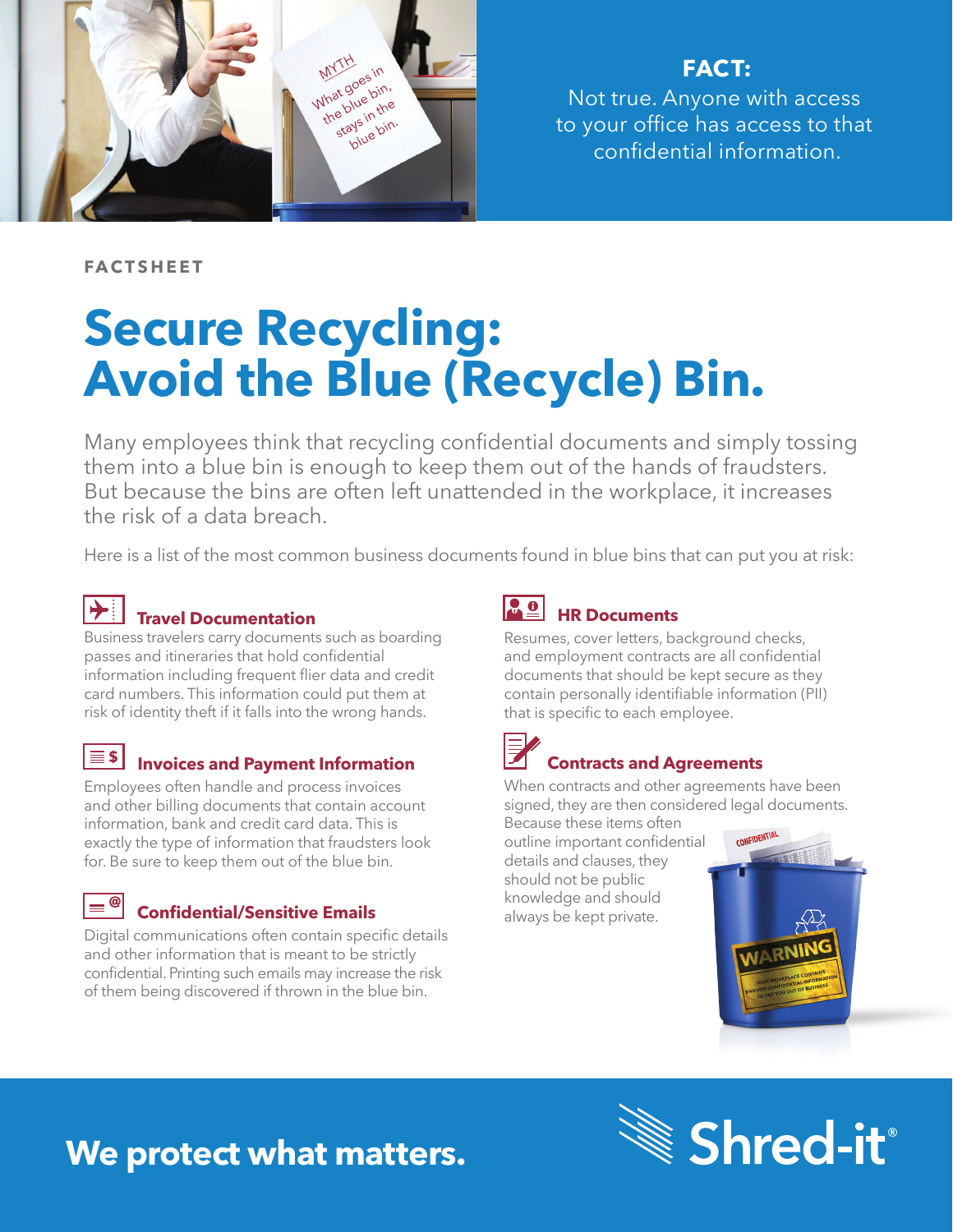MYTH
What goes in the blue bin, stays in the blue bin.

**FACT:**
Not true. Anyone with access to your office has access to that confidential information.

FACTSHEET

# Secure Recycling: Avoid the Blue (Recycle) Bin.

Many employees think that recycling confidential documents and simply tossing them into a blue bin is enough to keep them out of the hands of fraudsters. But because the bins are often left unattended in the workplace, it increases the risk of a data breach.

Here is a list of the most common business documents found in blue bins that can put you at risk:

### Travel Documentation

Business travelers carry documents such as boarding passes and itineraries that hold confidential information including frequent flier data and credit card numbers. This information could put them at risk of identity theft if it falls into the wrong hands.

### Invoices and Payment Information

Employees often handle and process invoices and other billing documents that contain account information, bank and credit card data. This is exactly the type of information that fraudsters look for. Be sure to keep them out of the blue bin.

### Confidential/Sensitive Emails

Digital communications often contain specific details and other information that is meant to be strictly confidential. Printing such emails may increase the risk of them being discovered if thrown in the blue bin.

### HR Documents

Resumes, cover letters, background checks, and employment contracts are all confidential documents that should be kept secure as they contain personally identifiable information (PII) that is specific to each employee.

### Contracts and Agreements

When contracts and other agreements have been signed, they are then considered legal documents. Because these items often outline important confidential details and clauses, they should not be public knowledge and should always be kept private.

**We protect what matters.**

Shred-it®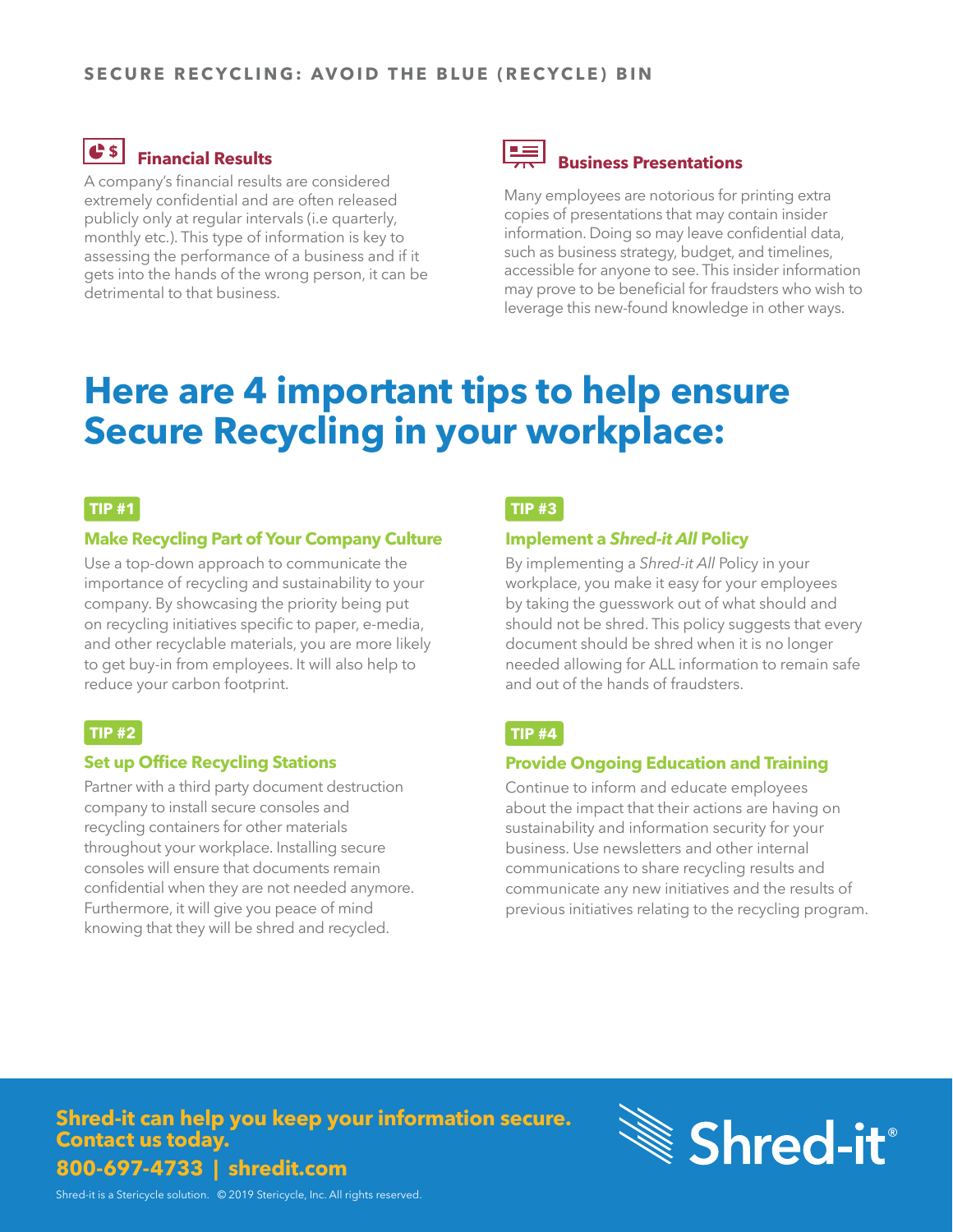SECURE RECYCLING: AVOID THE BLUE (RECYCLE) BIN

### Financial Results

A company's financial results are considered extremely confidential and are often released publicly only at regular intervals (i.e quarterly, monthly etc.). This type of information is key to assessing the performance of a business and if it gets into the hands of the wrong person, it can be detrimental to that business.

### Business Presentations

Many employees are notorious for printing extra copies of presentations that may contain insider information. Doing so may leave confidential data, such as business strategy, budget, and timelines, accessible for anyone to see. This insider information may prove to be beneficial for fraudsters who wish to leverage this new-found knowledge in other ways.

# Here are 4 important tips to help ensure Secure Recycling in your workplace:

**TIP #1**

### Make Recycling Part of Your Company Culture

Use a top-down approach to communicate the importance of recycling and sustainability to your company. By showcasing the priority being put on recycling initiatives specific to paper, e-media, and other recyclable materials, you are more likely to get buy-in from employees. It will also help to reduce your carbon footprint.

**TIP #2**

### Set up Office Recycling Stations

Partner with a third party document destruction company to install secure consoles and recycling containers for other materials throughout your workplace. Installing secure consoles will ensure that documents remain confidential when they are not needed anymore. Furthermore, it will give you peace of mind knowing that they will be shred and recycled.

**TIP #3**

### Implement a *Shred-it All* Policy

By implementing a *Shred-it All* Policy in your workplace, you make it easy for your employees by taking the guesswork out of what should and should not be shred. This policy suggests that every document should be shred when it is no longer needed allowing for ALL information to remain safe and out of the hands of fraudsters.

**TIP #4**

### Provide Ongoing Education and Training

Continue to inform and educate employees about the impact that their actions are having on sustainability and information security for your business. Use newsletters and other internal communications to share recycling results and communicate any new initiatives and the results of previous initiatives relating to the recycling program.

**Shred-it can help you keep your information secure. Contact us today.**

**800-697-4733 | shredit.com**

Shred-it®

Shred-it is a Stericycle solution. © 2019 Stericycle, Inc. All rights reserved.